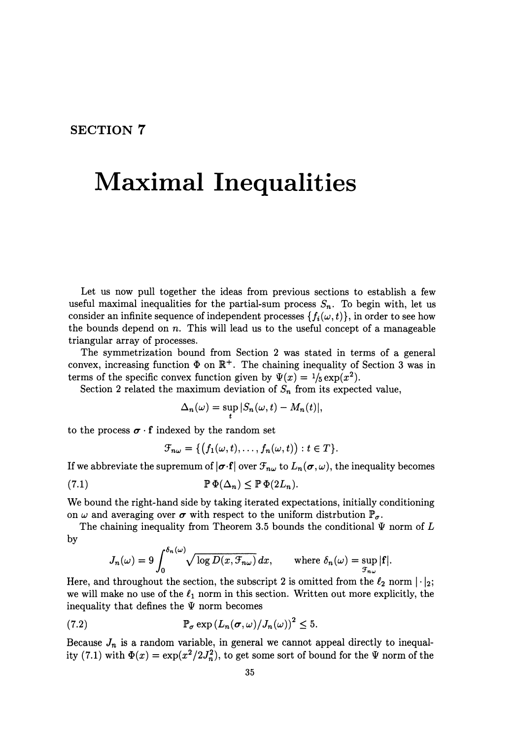## SECTION 7

# Maximal Inequalities

Let us now pull together the ideas from previous sections to establish a few useful maximal inequalities for the partial-sum process $S_n$. To begin with, let us consider an infinite sequence of independent processes $\{f_i(\omega, t)\}$, in order to see how the bounds depend on $n$. This will lead us to the useful concept of a manageable triangular array of processes.

The symmetrization bound from Section 2 was stated in terms of a general convex, increasing function $\Phi$ on $\mathbb{R}^+$. The chaining inequality of Section 3 was in terms of the specific convex function given by $\Psi(x) = {}^1\!/_5 \exp(x^2)$.

Section 2 related the maximum deviation of $S_n$ from its expected value,

$$\Delta_n(\omega) = \sup_t |S_n(\omega, t) - M_n(t)|,$$

to the process $\boldsymbol{\sigma} \cdot \mathbf{f}$ indexed by the random set

$$\mathcal{F}_{n\omega} = \{(f_1(\omega, t), \ldots, f_n(\omega, t)) : t \in T\}.$$

If we abbreviate the supremum of $|\boldsymbol{\sigma} \cdot \mathbf{f}|$ over $\mathcal{F}_{n\omega}$ to $L_n(\boldsymbol{\sigma}, \omega)$, the inequality becomes

$$\mathbb{P}\,\Phi(\Delta_n) \leq \mathbb{P}\,\Phi(2L_n). \tag{7.1}$$

We bound the right-hand side by taking iterated expectations, initially conditioning on $\omega$ and averaging over $\boldsymbol{\sigma}$ with respect to the uniform distrbution $\mathbb{P}_\sigma$.

The chaining inequality from Theorem 3.5 bounds the conditional $\Psi$ norm of $L$ by

$$J_n(\omega) = 9 \int_0^{\delta_n(\omega)} \sqrt{\log D(x, \mathcal{F}_{n\omega})}\, dx, \qquad \text{where } \delta_n(\omega) = \sup_{\mathcal{F}_{n\omega}} |\mathbf{f}|.$$

Here, and throughout the section, the subscript 2 is omitted from the $\ell_2$ norm $|\cdot|_2$; we will make no use of the $\ell_1$ norm in this section. Written out more explicitly, the inequality that defines the $\Psi$ norm becomes

$$\mathbb{P}_\sigma \exp\left(L_n(\boldsymbol{\sigma}, \omega)/J_n(\omega)\right)^2 \leq 5. \tag{7.2}$$

Because $J_n$ is a random variable, in general we cannot appeal directly to inequality (7.1) with $\Phi(x) = \exp(x^2/2J_n^2)$, to get some sort of bound for the $\Psi$ norm of the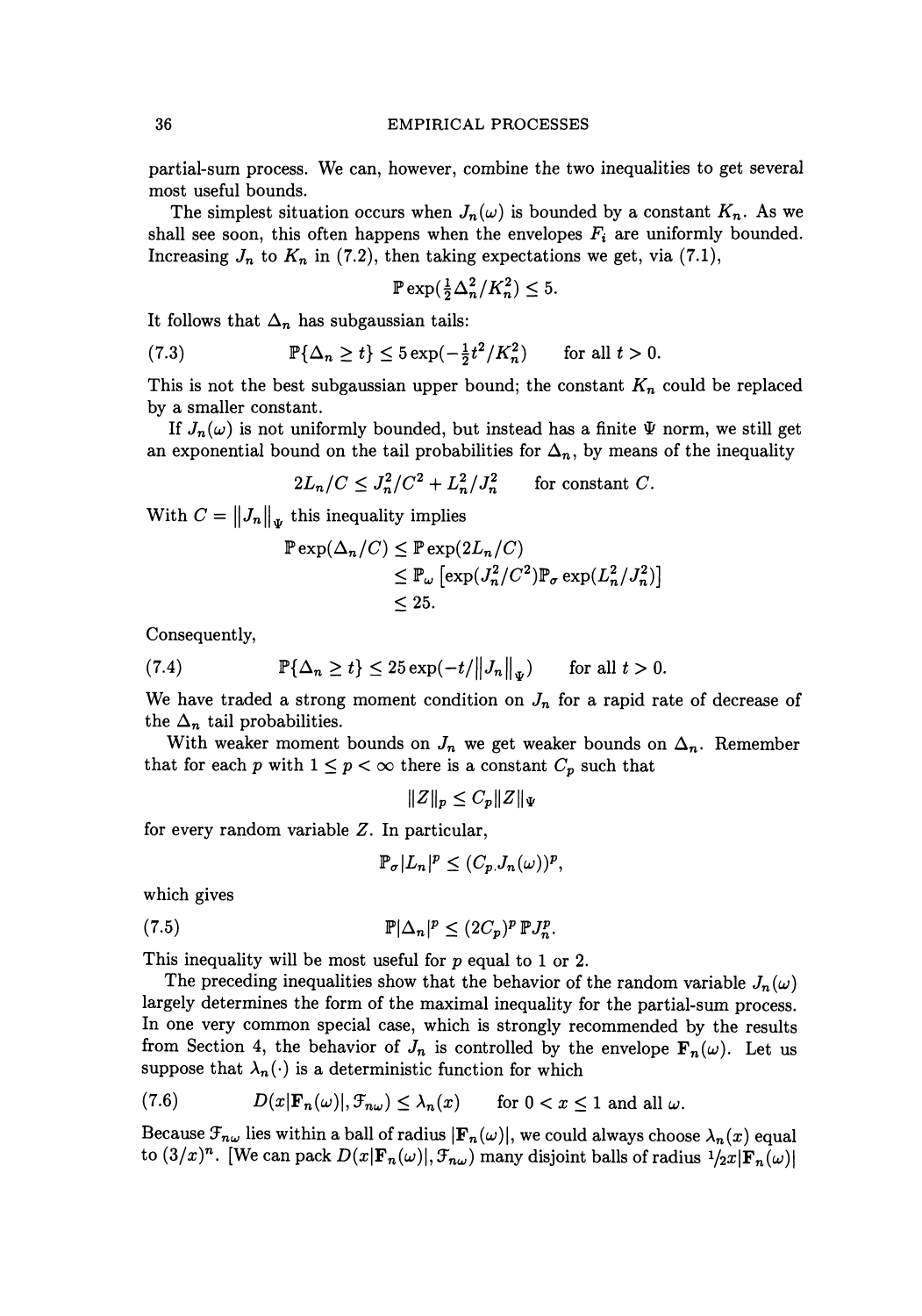partial-sum process. We can, however, combine the two inequalities to get several most useful bounds.

The simplest situation occurs when $J_n(\omega)$ is bounded by a constant $K_n$. As we shall see soon, this often happens when the envelopes $F_i$ are uniformly bounded. Increasing $J_n$ to $K_n$ in (7.2), then taking expectations we get, via (7.1),

$$\mathbb{P}\exp(\tfrac{1}{2}\Delta_n^2/K_n^2) \le 5.$$

It follows that $\Delta_n$ has subgaussian tails:

$$\mathbb{P}\{\Delta_n \ge t\} \le 5\exp(-\tfrac{1}{2}t^2/K_n^2) \qquad \text{for all } t > 0. \tag{7.3}$$

This is not the best subgaussian upper bound; the constant $K_n$ could be replaced by a smaller constant.

If $J_n(\omega)$ is not uniformly bounded, but instead has a finite $\Psi$ norm, we still get an exponential bound on the tail probabilities for $\Delta_n$, by means of the inequality

$$2L_n/C \le J_n^2/C^2 + L_n^2/J_n^2 \qquad \text{for constant } C.$$

With $C = \|J_n\|_\Psi$ this inequality implies

$$\begin{aligned}
\mathbb{P}\exp(\Delta_n/C) &\le \mathbb{P}\exp(2L_n/C) \\
&\le \mathbb{P}_\omega\left[\exp(J_n^2/C^2)\mathbb{P}_\sigma\exp(L_n^2/J_n^2)\right] \\
&\le 25.
\end{aligned}$$

Consequently,

$$\mathbb{P}\{\Delta_n \ge t\} \le 25\exp(-t/\|J_n\|_\Psi) \qquad \text{for all } t > 0. \tag{7.4}$$

We have traded a strong moment condition on $J_n$ for a rapid rate of decrease of the $\Delta_n$ tail probabilities.

With weaker moment bounds on $J_n$ we get weaker bounds on $\Delta_n$. Remember that for each $p$ with $1 \le p < \infty$ there is a constant $C_p$ such that

$$\|Z\|_p \le C_p\|Z\|_\Psi$$

for every random variable $Z$. In particular,

$$\mathbb{P}_\sigma|L_n|^p \le (C_p J_n(\omega))^p,$$

which gives

$$\mathbb{P}|\Delta_n|^p \le (2C_p)^p\,\mathbb{P}J_n^p. \tag{7.5}$$

This inequality will be most useful for $p$ equal to 1 or 2.

The preceding inequalities show that the behavior of the random variable $J_n(\omega)$ largely determines the form of the maximal inequality for the partial-sum process. In one very common special case, which is strongly recommended by the results from Section 4, the behavior of $J_n$ is controlled by the envelope $\mathbf{F}_n(\omega)$. Let us suppose that $\lambda_n(\cdot)$ is a deterministic function for which

$$D(x|\mathbf{F}_n(\omega)|, \mathcal{F}_{n\omega}) \le \lambda_n(x) \qquad \text{for } 0 < x \le 1 \text{ and all } \omega. \tag{7.6}$$

Because $\mathcal{F}_{n\omega}$ lies within a ball of radius $|\mathbf{F}_n(\omega)|$, we could always choose $\lambda_n(x)$ equal to $(3/x)^n$. [We can pack $D(x|\mathbf{F}_n(\omega)|, \mathcal{F}_{n\omega})$ many disjoint balls of radius $\tfrac{1}{2}x|\mathbf{F}_n(\omega)|$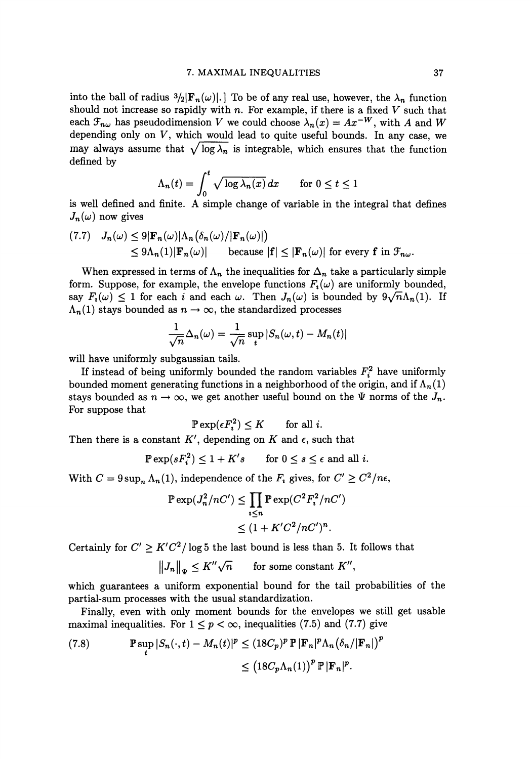into the ball of radius $^3/_2|\mathbf{F}_n(\omega)|$.] To be of any real use, however, the $\lambda_n$ function should not increase so rapidly with $n$. For example, if there is a fixed $V$ such that each $\mathcal{F}_{n\omega}$ has pseudodimension $V$ we could choose $\lambda_n(x) = Ax^{-W}$, with $A$ and $W$ depending only on $V$, which would lead to quite useful bounds. In any case, we may always assume that $\sqrt{\log \lambda_n}$ is integrable, which ensures that the function defined by

$$\Lambda_n(t) = \int_0^t \sqrt{\log \lambda_n(x)}\, dx \qquad \text{for } 0 \le t \le 1$$

is well defined and finite. A simple change of variable in the integral that defines $J_n(\omega)$ now gives

$$\begin{aligned}
(7.7) \quad J_n(\omega) &\le 9|\mathbf{F}_n(\omega)|\Lambda_n\big(\delta_n(\omega)/|\mathbf{F}_n(\omega)|\big) \\
&\le 9\Lambda_n(1)|\mathbf{F}_n(\omega)| \qquad \text{because } |\mathbf{f}| \le |\mathbf{F}_n(\omega)| \text{ for every } \mathbf{f} \text{ in } \mathcal{F}_{n\omega}.
\end{aligned}$$

When expressed in terms of $\Lambda_n$ the inequalities for $\Delta_n$ take a particularly simple form. Suppose, for example, the envelope functions $F_i(\omega)$ are uniformly bounded, say $F_i(\omega) \le 1$ for each $i$ and each $\omega$. Then $J_n(\omega)$ is bounded by $9\sqrt{n}\Lambda_n(1)$. If $\Lambda_n(1)$ stays bounded as $n \to \infty$, the standardized processes

$$\frac{1}{\sqrt{n}}\Delta_n(\omega) = \frac{1}{\sqrt{n}} \sup_t |S_n(\omega, t) - M_n(t)|$$

will have uniformly subgaussian tails.

If instead of being uniformly bounded the random variables $F_i^2$ have uniformly bounded moment generating functions in a neighborhood of the origin, and if $\Lambda_n(1)$ stays bounded as $n \to \infty$, we get another useful bound on the $\Psi$ norms of the $J_n$. For suppose that

$$\mathbb{P}\exp(\epsilon F_i^2) \le K \qquad \text{for all } i.$$

Then there is a constant $K'$, depending on $K$ and $\epsilon$, such that

$$\mathbb{P}\exp(sF_i^2) \le 1 + K's \qquad \text{for } 0 \le s \le \epsilon \text{ and all } i.$$

With $C = 9\sup_n \Lambda_n(1)$, independence of the $F_i$ gives, for $C' \ge C^2/n\epsilon$,

$$\begin{aligned}
\mathbb{P}\exp(J_n^2/nC') &\le \prod_{i \le n} \mathbb{P}\exp(C^2F_i^2/nC') \\
&\le (1 + K'C^2/nC')^n.
\end{aligned}$$

Certainly for $C' \ge K'C^2/\log 5$ the last bound is less than 5. It follows that

$$\|J_n\|_\Psi \le K''\sqrt{n} \qquad \text{for some constant } K'',$$

which guarantees a uniform exponential bound for the tail probabilities of the partial-sum processes with the usual standardization.

Finally, even with only moment bounds for the envelopes we still get usable maximal inequalities. For $1 \le p < \infty$, inequalities (7.5) and (7.7) give

$$\begin{aligned}
(7.8) \qquad \mathbb{P}\sup_t |S_n(\cdot, t) - M_n(t)|^p &\le (18C_p)^p\, \mathbb{P}\,|\mathbf{F}_n|^p \Lambda_n\big(\delta_n/|\mathbf{F}_n|\big)^p \\
&\le \big(18C_p\Lambda_n(1)\big)^p\, \mathbb{P}\,|\mathbf{F}_n|^p.
\end{aligned}$$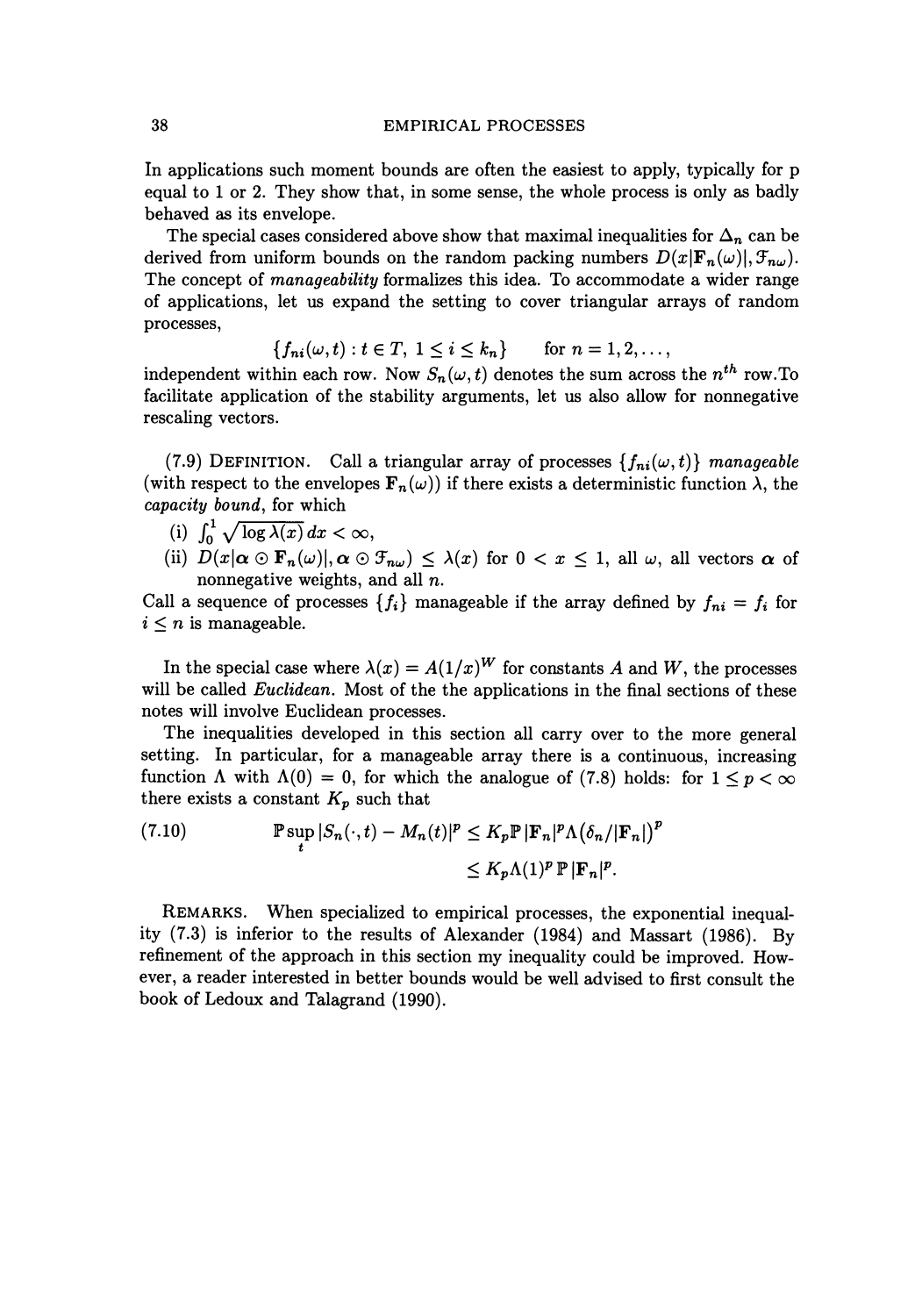In applications such moment bounds are often the easiest to apply, typically for p equal to 1 or 2. They show that, in some sense, the whole process is only as badly behaved as its envelope.

The special cases considered above show that maximal inequalities for $\Delta_n$ can be derived from uniform bounds on the random packing numbers $D(x|\mathbf{F}_n(\omega)|, \mathcal{F}_{n\omega})$. The concept of *manageability* formalizes this idea. To accommodate a wider range of applications, let us expand the setting to cover triangular arrays of random processes,

$$\{f_{ni}(\omega, t) : t \in T,\ 1 \leq i \leq k_n\} \qquad \text{for } n = 1, 2, \ldots,$$

independent within each row. Now $S_n(\omega, t)$ denotes the sum across the $n^{th}$ row.To facilitate application of the stability arguments, let us also allow for nonnegative rescaling vectors.

(7.9) DEFINITION. Call a triangular array of processes $\{f_{ni}(\omega, t)\}$ *manageable* (with respect to the envelopes $\mathbf{F}_n(\omega)$) if there exists a deterministic function $\lambda$, the *capacity bound*, for which

(i) $\int_0^1 \sqrt{\log \lambda(x)}\, dx < \infty$,

(ii) $D(x|\boldsymbol{\alpha} \odot \mathbf{F}_n(\omega)|, \boldsymbol{\alpha} \odot \mathcal{F}_{n\omega}) \leq \lambda(x)$ for $0 < x \leq 1$, all $\omega$, all vectors $\boldsymbol{\alpha}$ of nonnegative weights, and all $n$.

Call a sequence of processes $\{f_i\}$ manageable if the array defined by $f_{ni} = f_i$ for $i \leq n$ is manageable.

In the special case where $\lambda(x) = A(1/x)^W$ for constants $A$ and $W$, the processes will be called *Euclidean*. Most of the the applications in the final sections of these notes will involve Euclidean processes.

The inequalities developed in this section all carry over to the more general setting. In particular, for a manageable array there is a continuous, increasing function $\Lambda$ with $\Lambda(0) = 0$, for which the analogue of (7.8) holds: for $1 \leq p < \infty$ there exists a constant $K_p$ such that

$$\begin{aligned}(7.10) \qquad \mathbb{P}\sup_t |S_n(\cdot, t) - M_n(t)|^p &\leq K_p \mathbb{P}\, |\mathbf{F}_n|^p \Lambda\big(\delta_n/|\mathbf{F}_n|\big)^p \\ &\leq K_p \Lambda(1)^p\, \mathbb{P}\, |\mathbf{F}_n|^p.\end{aligned}$$

REMARKS. When specialized to empirical processes, the exponential inequality (7.3) is inferior to the results of Alexander (1984) and Massart (1986). By refinement of the approach in this section my inequality could be improved. However, a reader interested in better bounds would be well advised to first consult the book of Ledoux and Talagrand (1990).